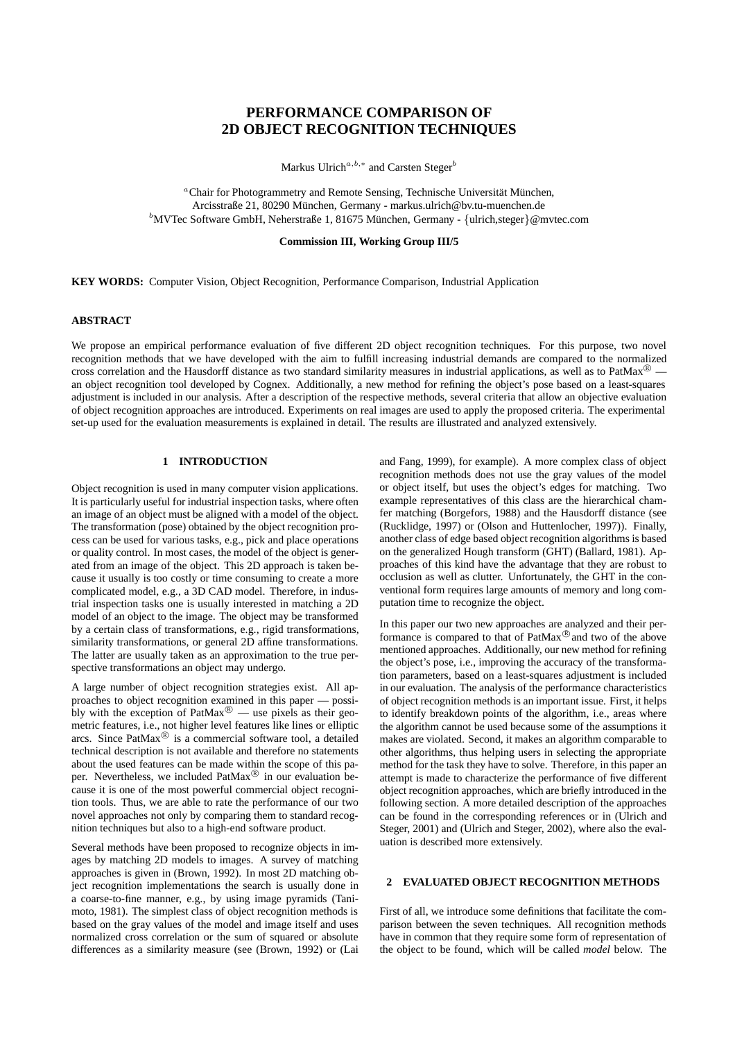# PERFORMANCE COMPARISON OF 2D OBJECT RECOGNITION TECHNIQUES

Markus Ulrich[a,b,*] and Carsten Steger[b]

[a] Chair for Photogrammetry and Remote Sensing, Technische Universität München, Arcisstraße 21, 80290 München, Germany - markus.ulrich@bv.tu-muenchen.de

[b] MVTec Software GmbH, Neherstraße 1, 81675 München, Germany - {ulrich,steger}@mvtec.com

**Commission III, Working Group III/5**

**KEY WORDS:** Computer Vision, Object Recognition, Performance Comparison, Industrial Application

## ABSTRACT

We propose an empirical performance evaluation of five different 2D object recognition techniques. For this purpose, two novel recognition methods that we have developed with the aim to fulfill increasing industrial demands are compared to the normalized cross correlation and the Hausdorff distance as two standard similarity measures in industrial applications, as well as to PatMax® — an object recognition tool developed by Cognex. Additionally, a new method for refining the object's pose based on a least-squares adjustment is included in our analysis. After a description of the respective methods, several criteria that allow an objective evaluation of object recognition approaches are introduced. Experiments on real images are used to apply the proposed criteria. The experimental set-up used for the evaluation measurements is explained in detail. The results are illustrated and analyzed extensively.

## 1 INTRODUCTION

Object recognition is used in many computer vision applications. It is particularly useful for industrial inspection tasks, where often an image of an object must be aligned with a model of the object. The transformation (pose) obtained by the object recognition process can be used for various tasks, e.g., pick and place operations or quality control. In most cases, the model of the object is generated from an image of the object. This 2D approach is taken because it usually is too costly or time consuming to create a more complicated model, e.g., a 3D CAD model. Therefore, in industrial inspection tasks one is usually interested in matching a 2D model of an object to the image. The object may be transformed by a certain class of transformations, e.g., rigid transformations, similarity transformations, or general 2D affine transformations. The latter are usually taken as an approximation to the true perspective transformations an object may undergo.

A large number of object recognition strategies exist. All approaches to object recognition examined in this paper — possibly with the exception of PatMax® — use pixels as their geometric features, i.e., not higher level features like lines or elliptic arcs. Since PatMax® is a commercial software tool, a detailed technical description is not available and therefore no statements about the used features can be made within the scope of this paper. Nevertheless, we included PatMax® in our evaluation because it is one of the most powerful commercial object recognition tools. Thus, we are able to rate the performance of our two novel approaches not only by comparing them to standard recognition techniques but also to a high-end software product.

Several methods have been proposed to recognize objects in images by matching 2D models to images. A survey of matching approaches is given in (Brown, 1992). In most 2D matching object recognition implementations the search is usually done in a coarse-to-fine manner, e.g., by using image pyramids (Tanimoto, 1981). The simplest class of object recognition methods is based on the gray values of the model and image itself and uses normalized cross correlation or the sum of squared or absolute differences as a similarity measure (see (Brown, 1992) or (Lai and Fang, 1999), for example). A more complex class of object recognition methods does not use the gray values of the model or object itself, but uses the object's edges for matching. Two example representatives of this class are the hierarchical chamfer matching (Borgefors, 1988) and the Hausdorff distance (see (Rucklidge, 1997) or (Olson and Huttenlocher, 1997)). Finally, another class of edge based object recognition algorithms is based on the generalized Hough transform (GHT) (Ballard, 1981). Approaches of this kind have the advantage that they are robust to occlusion as well as clutter. Unfortunately, the GHT in the conventional form requires large amounts of memory and long computation time to recognize the object.

In this paper our two new approaches are analyzed and their performance is compared to that of PatMax® and two of the above mentioned approaches. Additionally, our new method for refining the object's pose, i.e., improving the accuracy of the transformation parameters, based on a least-squares adjustment is included in our evaluation. The analysis of the performance characteristics of object recognition methods is an important issue. First, it helps to identify breakdown points of the algorithm, i.e., areas where the algorithm cannot be used because some of the assumptions it makes are violated. Second, it makes an algorithm comparable to other algorithms, thus helping users in selecting the appropriate method for the task they have to solve. Therefore, in this paper an attempt is made to characterize the performance of five different object recognition approaches, which are briefly introduced in the following section. A more detailed description of the approaches can be found in the corresponding references or in (Ulrich and Steger, 2001) and (Ulrich and Steger, 2002), where also the evaluation is described more extensively.

## 2 EVALUATED OBJECT RECOGNITION METHODS

First of all, we introduce some definitions that facilitate the comparison between the seven techniques. All recognition methods have in common that they require some form of representation of the object to be found, which will be called *model* below. The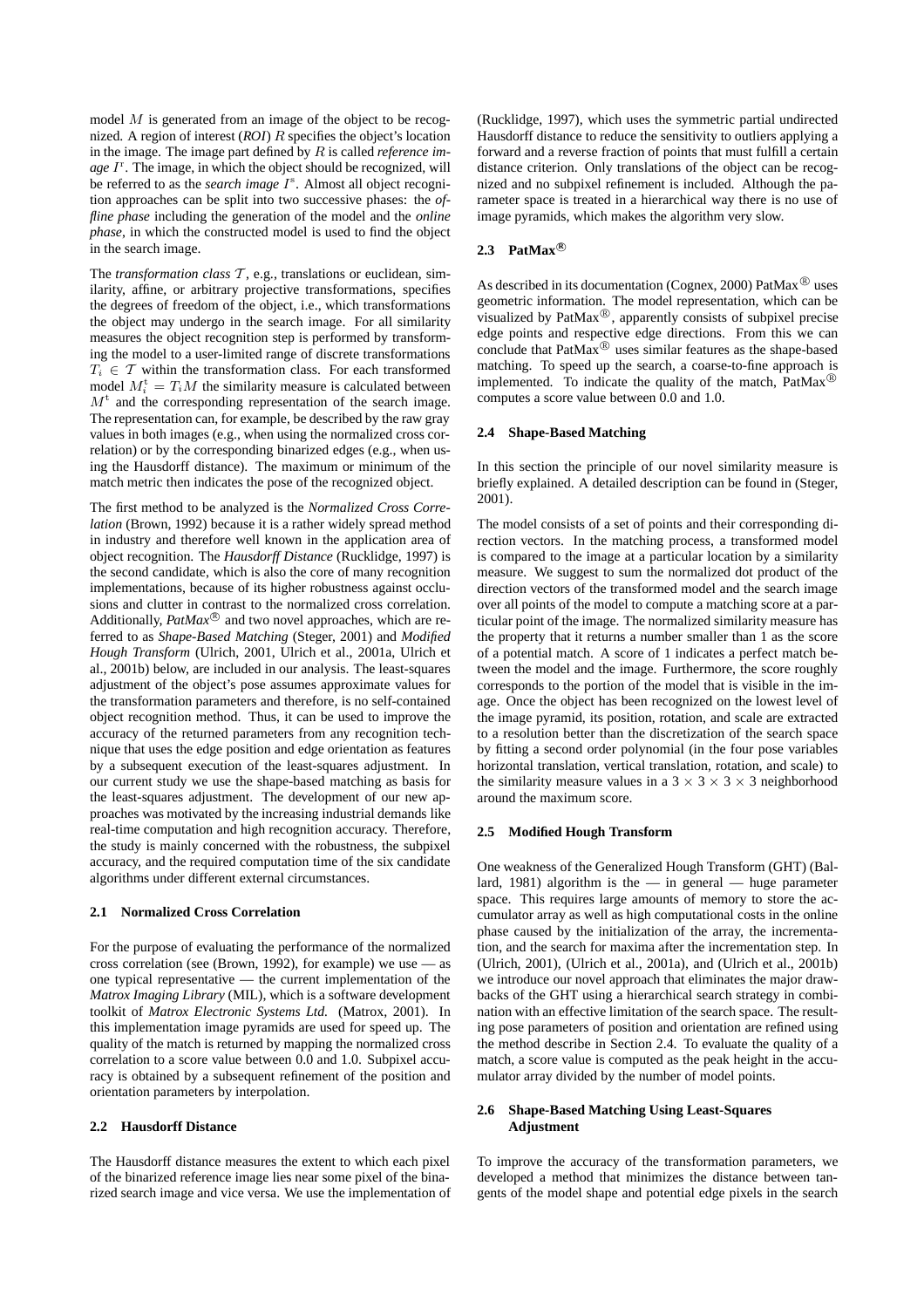model $M$ is generated from an image of the object to be recognized. A region of interest (*ROI*) $R$ specifies the object's location in the image. The image part defined by $R$ is called *reference image* $I^r$. The image, in which the object should be recognized, will be referred to as the *search image* $I^s$. Almost all object recognition approaches can be split into two successive phases: the *offline phase* including the generation of the model and the *online phase*, in which the constructed model is used to find the object in the search image.

The *transformation class* $\mathcal{T}$, e.g., translations or euclidean, similarity, affine, or arbitrary projective transformations, specifies the degrees of freedom of the object, i.e., which transformations the object may undergo in the search image. For all similarity measures the object recognition step is performed by transforming the model to a user-limited range of discrete transformations $T_i \in \mathcal{T}$ within the transformation class. For each transformed model $M_i^t = T_i M$ the similarity measure is calculated between $M^t$ and the corresponding representation of the search image. The representation can, for example, be described by the raw gray values in both images (e.g., when using the normalized cross correlation) or by the corresponding binarized edges (e.g., when using the Hausdorff distance). The maximum or minimum of the match metric then indicates the pose of the recognized object.

The first method to be analyzed is the *Normalized Cross Correlation* (Brown, 1992) because it is a rather widely spread method in industry and therefore well known in the application area of object recognition. The *Hausdorff Distance* (Rucklidge, 1997) is the second candidate, which is also the core of many recognition implementations, because of its higher robustness against occlusions and clutter in contrast to the normalized cross correlation. Additionally, *PatMax®* and two novel approaches, which are referred to as *Shape-Based Matching* (Steger, 2001) and *Modified Hough Transform* (Ulrich, 2001, Ulrich et al., 2001a, Ulrich et al., 2001b) below, are included in our analysis. The least-squares adjustment of the object's pose assumes approximate values for the transformation parameters and therefore, is no self-contained object recognition method. Thus, it can be used to improve the accuracy of the returned parameters from any recognition technique that uses the edge position and edge orientation as features by a subsequent execution of the least-squares adjustment. In our current study we use the shape-based matching as basis for the least-squares adjustment. The development of our new approaches was motivated by the increasing industrial demands like real-time computation and high recognition accuracy. Therefore, the study is mainly concerned with the robustness, the subpixel accuracy, and the required computation time of the six candidate algorithms under different external circumstances.

### 2.1 Normalized Cross Correlation

For the purpose of evaluating the performance of the normalized cross correlation (see (Brown, 1992), for example) we use — as one typical representative — the current implementation of the *Matrox Imaging Library* (MIL), which is a software development toolkit of *Matrox Electronic Systems Ltd.* (Matrox, 2001). In this implementation image pyramids are used for speed up. The quality of the match is returned by mapping the normalized cross correlation to a score value between 0.0 and 1.0. Subpixel accuracy is obtained by a subsequent refinement of the position and orientation parameters by interpolation.

### 2.2 Hausdorff Distance

The Hausdorff distance measures the extent to which each pixel of the binarized reference image lies near some pixel of the binarized search image and vice versa. We use the implementation of (Rucklidge, 1997), which uses the symmetric partial undirected Hausdorff distance to reduce the sensitivity to outliers applying a forward and a reverse fraction of points that must fulfill a certain distance criterion. Only translations of the object can be recognized and no subpixel refinement is included. Although the parameter space is treated in a hierarchical way there is no use of image pyramids, which makes the algorithm very slow.

### 2.3 PatMax®

As described in its documentation (Cognex, 2000) PatMax® uses geometric information. The model representation, which can be visualized by PatMax®, apparently consists of subpixel precise edge points and respective edge directions. From this we can conclude that PatMax® uses similar features as the shape-based matching. To speed up the search, a coarse-to-fine approach is implemented. To indicate the quality of the match, PatMax® computes a score value between 0.0 and 1.0.

### 2.4 Shape-Based Matching

In this section the principle of our novel similarity measure is briefly explained. A detailed description can be found in (Steger, 2001).

The model consists of a set of points and their corresponding direction vectors. In the matching process, a transformed model is compared to the image at a particular location by a similarity measure. We suggest to sum the normalized dot product of the direction vectors of the transformed model and the search image over all points of the model to compute a matching score at a particular point of the image. The normalized similarity measure has the property that it returns a number smaller than 1 as the score of a potential match. A score of 1 indicates a perfect match between the model and the image. Furthermore, the score roughly corresponds to the portion of the model that is visible in the image. Once the object has been recognized on the lowest level of the image pyramid, its position, rotation, and scale are extracted to a resolution better than the discretization of the search space by fitting a second order polynomial (in the four pose variables horizontal translation, vertical translation, rotation, and scale) to the similarity measure values in a $3 \times 3 \times 3 \times 3$ neighborhood around the maximum score.

### 2.5 Modified Hough Transform

One weakness of the Generalized Hough Transform (GHT) (Ballard, 1981) algorithm is the — in general — huge parameter space. This requires large amounts of memory to store the accumulator array as well as high computational costs in the online phase caused by the initialization of the array, the incrementation, and the search for maxima after the incrementation step. In (Ulrich, 2001), (Ulrich et al., 2001a), and (Ulrich et al., 2001b) we introduce our novel approach that eliminates the major drawbacks of the GHT using a hierarchical search strategy in combination with an effective limitation of the search space. The resulting pose parameters of position and orientation are refined using the method describe in Section 2.4. To evaluate the quality of a match, a score value is computed as the peak height in the accumulator array divided by the number of model points.

### 2.6 Shape-Based Matching Using Least-Squares Adjustment

To improve the accuracy of the transformation parameters, we developed a method that minimizes the distance between tangents of the model shape and potential edge pixels in the search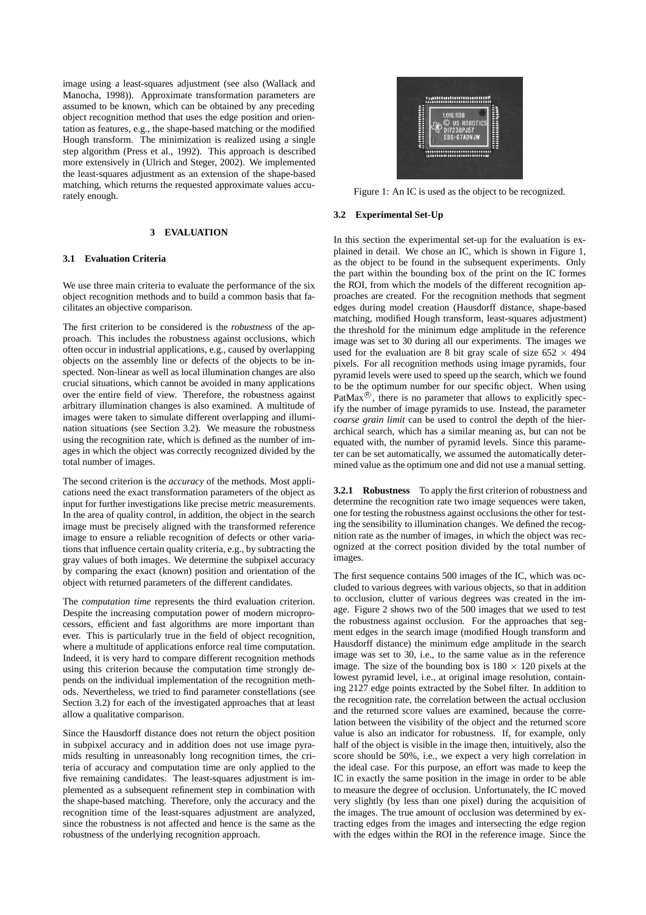image using a least-squares adjustment (see also (Wallack and Manocha, 1998)). Approximate transformation parameters are assumed to be known, which can be obtained by any preceding object recognition method that uses the edge position and orientation as features, e.g., the shape-based matching or the modified Hough transform. The minimization is realized using a single step algorithm (Press et al., 1992). This approach is described more extensively in (Ulrich and Steger, 2002). We implemented the least-squares adjustment as an extension of the shape-based matching, which returns the requested approximate values accurately enough.

## 3 EVALUATION

### 3.1 Evaluation Criteria

We use three main criteria to evaluate the performance of the six object recognition methods and to build a common basis that facilitates an objective comparison.

The first criterion to be considered is the *robustness* of the approach. This includes the robustness against occlusions, which often occur in industrial applications, e.g., caused by overlapping objects on the assembly line or defects of the objects to be inspected. Non-linear as well as local illumination changes are also crucial situations, which cannot be avoided in many applications over the entire field of view. Therefore, the robustness against arbitrary illumination changes is also examined. A multitude of images were taken to simulate different overlapping and illumination situations (see Section 3.2). We measure the robustness using the recognition rate, which is defined as the number of images in which the object was correctly recognized divided by the total number of images.

The second criterion is the *accuracy* of the methods. Most applications need the exact transformation parameters of the object as input for further investigations like precise metric measurements. In the area of quality control, in addition, the object in the search image must be precisely aligned with the transformed reference image to ensure a reliable recognition of defects or other variations that influence certain quality criteria, e.g., by subtracting the gray values of both images. We determine the subpixel accuracy by comparing the exact (known) position and orientation of the object with returned parameters of the different candidates.

The *computation time* represents the third evaluation criterion. Despite the increasing computation power of modern microprocessors, efficient and fast algorithms are more important than ever. This is particularly true in the field of object recognition, where a multitude of applications enforce real time computation. Indeed, it is very hard to compare different recognition methods using this criterion because the computation time strongly depends on the individual implementation of the recognition methods. Nevertheless, we tried to find parameter constellations (see Section 3.2) for each of the investigated approaches that at least allow a qualitative comparison.

Since the Hausdorff distance does not return the object position in subpixel accuracy and in addition does not use image pyramids resulting in unreasonably long recognition times, the criteria of accuracy and computation time are only applied to the five remaining candidates. The least-squares adjustment is implemented as a subsequent refinement step in combination with the shape-based matching. Therefore, only the accuracy and the recognition time of the least-squares adjustment are analyzed, since the robustness is not affected and hence is the same as the robustness of the underlying recognition approach.

Figure 1: An IC is used as the object to be recognized.

### 3.2 Experimental Set-Up

In this section the experimental set-up for the evaluation is explained in detail. We chose an IC, which is shown in Figure 1, as the object to be found in the subsequent experiments. Only the part within the bounding box of the print on the IC formes the ROI, from which the models of the different recognition approaches are created. For the recognition methods that segment edges during model creation (Hausdorff distance, shape-based matching, modified Hough transform, least-squares adjustment) the threshold for the minimum edge amplitude in the reference image was set to 30 during all our experiments. The images we used for the evaluation are 8 bit gray scale of size $652 \times 494$ pixels. For all recognition methods using image pyramids, four pyramid levels were used to speed up the search, which we found to be the optimum number for our specific object. When using PatMax®, there is no parameter that allows to explicitly specify the number of image pyramids to use. Instead, the parameter *coarse grain limit* can be used to control the depth of the hierarchical search, which has a similar meaning as, but can not be equated with, the number of pyramid levels. Since this parameter can be set automatically, we assumed the automatically determined value as the optimum one and did not use a manual setting.

**3.2.1 Robustness** To apply the first criterion of robustness and determine the recognition rate two image sequences were taken, one for testing the robustness against occlusions the other for testing the sensibility to illumination changes. We defined the recognition rate as the number of images, in which the object was recognized at the correct position divided by the total number of images.

The first sequence contains 500 images of the IC, which was occluded to various degrees with various objects, so that in addition to occlusion, clutter of various degrees was created in the image. Figure 2 shows two of the 500 images that we used to test the robustness against occlusion. For the approaches that segment edges in the search image (modified Hough transform and Hausdorff distance) the minimum edge amplitude in the search image was set to 30, i.e., to the same value as in the reference image. The size of the bounding box is $180 \times 120$ pixels at the lowest pyramid level, i.e., at original image resolution, containing 2127 edge points extracted by the Sobel filter. In addition to the recognition rate, the correlation between the actual occlusion and the returned score values are examined, because the correlation between the visibility of the object and the returned score value is also an indicator for robustness. If, for example, only half of the object is visible in the image then, intuitively, also the score should be 50%, i.e., we expect a very high correlation in the ideal case. For this purpose, an effort was made to keep the IC in exactly the same position in the image in order to be able to measure the degree of occlusion. Unfortunately, the IC moved very slightly (by less than one pixel) during the acquisition of the images. The true amount of occlusion was determined by extracting edges from the images and intersecting the edge region with the edges within the ROI in the reference image. Since the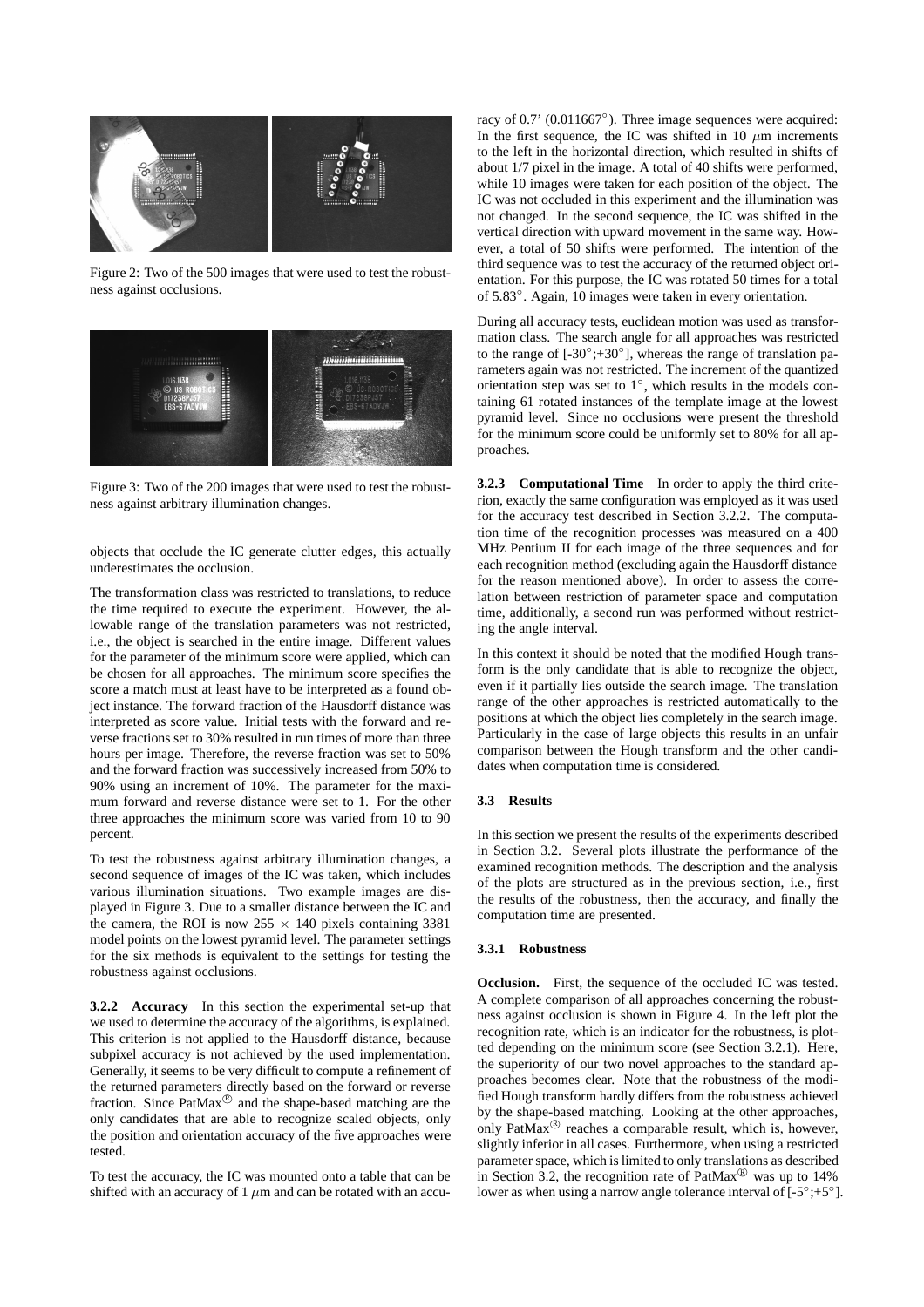Figure 2: Two of the 500 images that were used to test the robustness against occlusions.

Figure 3: Two of the 200 images that were used to test the robustness against arbitrary illumination changes.

objects that occlude the IC generate clutter edges, this actually underestimates the occlusion.

The transformation class was restricted to translations, to reduce the time required to execute the experiment. However, the allowable range of the translation parameters was not restricted, i.e., the object is searched in the entire image. Different values for the parameter of the minimum score were applied, which can be chosen for all approaches. The minimum score specifies the score a match must at least have to be interpreted as a found object instance. The forward fraction of the Hausdorff distance was interpreted as score value. Initial tests with the forward and reverse fractions set to 30% resulted in run times of more than three hours per image. Therefore, the reverse fraction was set to 50% and the forward fraction was successively increased from 50% to 90% using an increment of 10%. The parameter for the maximum forward and reverse distance were set to 1. For the other three approaches the minimum score was varied from 10 to 90 percent.

To test the robustness against arbitrary illumination changes, a second sequence of images of the IC was taken, which includes various illumination situations. Two example images are displayed in Figure 3. Due to a smaller distance between the IC and the camera, the ROI is now $255 \times 140$ pixels containing 3381 model points on the lowest pyramid level. The parameter settings for the six methods is equivalent to the settings for testing the robustness against occlusions.

**3.2.2 Accuracy** In this section the experimental set-up that we used to determine the accuracy of the algorithms, is explained. This criterion is not applied to the Hausdorff distance, because subpixel accuracy is not achieved by the used implementation. Generally, it seems to be very difficult to compute a refinement of the returned parameters directly based on the forward or reverse fraction. Since PatMax® and the shape-based matching are the only candidates that are able to recognize scaled objects, only the position and orientation accuracy of the five approaches were tested.

To test the accuracy, the IC was mounted onto a table that can be shifted with an accuracy of 1 $\mu$m and can be rotated with an accuracy of 0.7' (0.011667°). Three image sequences were acquired: In the first sequence, the IC was shifted in 10 $\mu$m increments to the left in the horizontal direction, which resulted in shifts of about 1/7 pixel in the image. A total of 40 shifts were performed, while 10 images were taken for each position of the object. The IC was not occluded in this experiment and the illumination was not changed. In the second sequence, the IC was shifted in the vertical direction with upward movement in the same way. However, a total of 50 shifts were performed. The intention of the third sequence was to test the accuracy of the returned object orientation. For this purpose, the IC was rotated 50 times for a total of 5.83°. Again, 10 images were taken in every orientation.

During all accuracy tests, euclidean motion was used as transformation class. The search angle for all approaches was restricted to the range of [-30°;+30°], whereas the range of translation parameters again was not restricted. The increment of the quantized orientation step was set to 1°, which results in the models containing 61 rotated instances of the template image at the lowest pyramid level. Since no occlusions were present the threshold for the minimum score could be uniformly set to 80% for all approaches.

**3.2.3 Computational Time** In order to apply the third criterion, exactly the same configuration was employed as it was used for the accuracy test described in Section 3.2.2. The computation time of the recognition processes was measured on a 400 MHz Pentium II for each image of the three sequences and for each recognition method (excluding again the Hausdorff distance for the reason mentioned above). In order to assess the correlation between restriction of parameter space and computation time, additionally, a second run was performed without restricting the angle interval.

In this context it should be noted that the modified Hough transform is the only candidate that is able to recognize the object, even if it partially lies outside the search image. The translation range of the other approaches is restricted automatically to the positions at which the object lies completely in the search image. Particularly in the case of large objects this results in an unfair comparison between the Hough transform and the other candidates when computation time is considered.

### 3.3 Results

In this section we present the results of the experiments described in Section 3.2. Several plots illustrate the performance of the examined recognition methods. The description and the analysis of the plots are structured as in the previous section, i.e., first the results of the robustness, then the accuracy, and finally the computation time are presented.

#### 3.3.1 Robustness

**Occlusion.** First, the sequence of the occluded IC was tested. A complete comparison of all approaches concerning the robustness against occlusion is shown in Figure 4. In the left plot the recognition rate, which is an indicator for the robustness, is plotted depending on the minimum score (see Section 3.2.1). Here, the superiority of our two novel approaches to the standard approaches becomes clear. Note that the robustness of the modified Hough transform hardly differs from the robustness achieved by the shape-based matching. Looking at the other approaches, only PatMax® reaches a comparable result, which is, however, slightly inferior in all cases. Furthermore, when using a restricted parameter space, which is limited to only translations as described in Section 3.2, the recognition rate of PatMax® was up to 14% lower as when using a narrow angle tolerance interval of [-5°;+5°].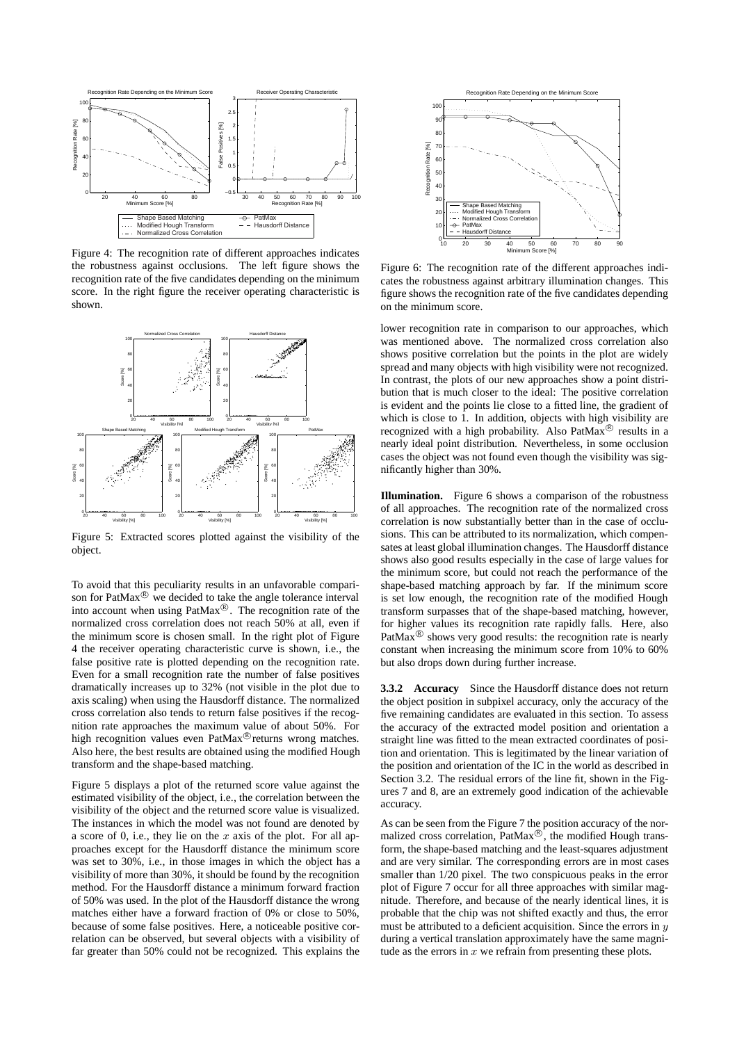Figure 4: The recognition rate of different approaches indicates the robustness against occlusions. The left figure shows the recognition rate of the five candidates depending on the minimum score. In the right figure the receiver operating characteristic is shown.

Figure 5: Extracted scores plotted against the visibility of the object.

To avoid that this peculiarity results in an unfavorable comparison for PatMax® we decided to take the angle tolerance interval into account when using PatMax®. The recognition rate of the normalized cross correlation does not reach 50% at all, even if the minimum score is chosen small. In the right plot of Figure 4 the receiver operating characteristic curve is shown, i.e., the false positive rate is plotted depending on the recognition rate. Even for a small recognition rate the number of false positives dramatically increases up to 32% (not visible in the plot due to axis scaling) when using the Hausdorff distance. The normalized cross correlation also tends to return false positives if the recognition rate approaches the maximum value of about 50%. For high recognition values even PatMax® returns wrong matches. Also here, the best results are obtained using the modified Hough transform and the shape-based matching.

Figure 5 displays a plot of the returned score value against the estimated visibility of the object, i.e., the correlation between the visibility of the object and the returned score value is visualized. The instances in which the model was not found are denoted by a score of 0, i.e., they lie on the $x$ axis of the plot. For all approaches except for the Hausdorff distance the minimum score was set to 30%, i.e., in those images in which the object has a visibility of more than 30%, it should be found by the recognition method. For the Hausdorff distance a minimum forward fraction of 50% was used. In the plot of the Hausdorff distance the wrong matches either have a forward fraction of 0% or close to 50%, because of some false positives. Here, a noticeable positive correlation can be observed, but several objects with a visibility of far greater than 50% could not be recognized. This explains the lower recognition rate in comparison to our approaches, which was mentioned above. The normalized cross correlation also shows positive correlation but the points in the plot are widely spread and many objects with high visibility were not recognized. In contrast, the plots of our new approaches show a point distribution that is much closer to the ideal: The positive correlation is evident and the points lie close to a fitted line, the gradient of which is close to 1. In addition, objects with high visibility are recognized with a high probability. Also PatMax® results in a nearly ideal point distribution. Nevertheless, in some occlusion cases the object was not found even though the visibility was significantly higher than 30%.

Figure 6: The recognition rate of the different approaches indicates the robustness against arbitrary illumination changes. This figure shows the recognition rate of the five candidates depending on the minimum score.

**Illumination.** Figure 6 shows a comparison of the robustness of all approaches. The recognition rate of the normalized cross correlation is now substantially better than in the case of occlusions. This can be attributed to its normalization, which compensates at least global illumination changes. The Hausdorff distance shows also good results especially in the case of large values for the minimum score, but could not reach the performance of the shape-based matching approach by far. If the minimum score is set low enough, the recognition rate of the modified Hough transform surpasses that of the shape-based matching, however, for higher values its recognition rate rapidly falls. Here, also PatMax® shows very good results: the recognition rate is nearly constant when increasing the minimum score from 10% to 60% but also drops down during further increase.

**3.3.2 Accuracy** Since the Hausdorff distance does not return the object position in subpixel accuracy, only the accuracy of the five remaining candidates are evaluated in this section. To assess the accuracy of the extracted model position and orientation a straight line was fitted to the mean extracted coordinates of position and orientation. This is legitimated by the linear variation of the position and orientation of the IC in the world as described in Section 3.2. The residual errors of the line fit, shown in the Figures 7 and 8, are an extremely good indication of the achievable accuracy.

As can be seen from the Figure 7 the position accuracy of the normalized cross correlation, PatMax®, the modified Hough transform, the shape-based matching and the least-squares adjustment and are very similar. The corresponding errors are in most cases smaller than 1/20 pixel. The two conspicuous peaks in the error plot of Figure 7 occur for all three approaches with similar magnitude. Therefore, and because of the nearly identical lines, it is probable that the chip was not shifted exactly and thus, the error must be attributed to a deficient acquisition. Since the errors in $y$ during a vertical translation approximately have the same magnitude as the errors in $x$ we refrain from presenting these plots.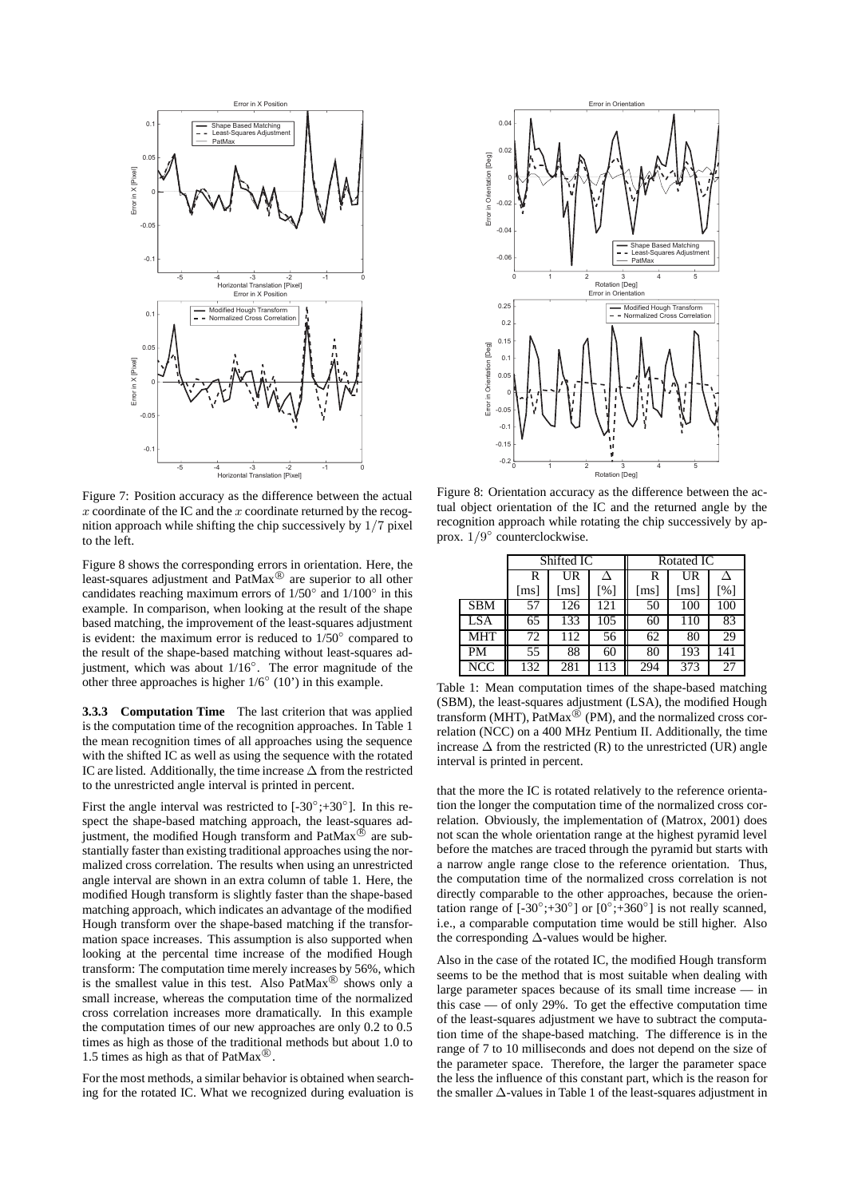Figure 7: Position accuracy as the difference between the actual $x$ coordinate of the IC and the $x$ coordinate returned by the recognition approach while shifting the chip successively by $1/7$ pixel to the left.

Figure 8: Orientation accuracy as the difference between the actual object orientation of the IC and the returned angle by the recognition approach while rotating the chip successively by approx. $1/9°$ counterclockwise.

Figure 8 shows the corresponding errors in orientation. Here, the least-squares adjustment and PatMax® are superior to all other candidates reaching maximum errors of 1/50° and 1/100° in this example. In comparison, when looking at the result of the shape based matching, the improvement of the least-squares adjustment is evident: the maximum error is reduced to 1/50° compared to the result of the shape-based matching without least-squares adjustment, which was about 1/16°. The error magnitude of the other three approaches is higher 1/6° (10') in this example.

**3.3.3 Computation Time** The last criterion that was applied is the computation time of the recognition approaches. In Table 1 the mean recognition times of all approaches using the sequence with the shifted IC as well as using the sequence with the rotated IC are listed. Additionally, the time increase $\Delta$ from the restricted to the unrestricted angle interval is printed in percent.

First the angle interval was restricted to [-30°;+30°]. In this respect the shape-based matching approach, the least-squares adjustment, the modified Hough transform and PatMax® are substantially faster than existing traditional approaches using the normalized cross correlation. The results when using an unrestricted angle interval are shown in an extra column of table 1. Here, the modified Hough transform is slightly faster than the shape-based matching approach, which indicates an advantage of the modified Hough transform over the shape-based matching if the transformation space increases. This assumption is also supported when looking at the percental time increase of the modified Hough transform: The computation time merely increases by 56%, which is the smallest value in this test. Also PatMax® shows only a small increase, whereas the computation time of the normalized cross correlation increases more dramatically. In this example the computation times of our new approaches are only 0.2 to 0.5 times as high as those of the traditional methods but about 1.0 to 1.5 times as high as that of PatMax®.

For the most methods, a similar behavior is obtained when searching for the rotated IC. What we recognized during evaluation is that the more the IC is rotated relatively to the reference orientation the longer the computation time of the normalized cross correlation. Obviously, the implementation of (Matrox, 2001) does not scan the whole orientation range at the highest pyramid level before the matches are traced through the pyramid but starts with a narrow angle range close to the reference orientation. Thus, the computation time of the normalized cross correlation is not directly comparable to the other approaches, because the orientation range of [-30°;+30°] or [0°;+360°] is not really scanned, i.e., a comparable computation time would be still higher. Also the corresponding $\Delta$-values would be higher.

|  | Shifted IC | | | Rotated IC | | |
|---|---|---|---|---|---|---|
|  | R [ms] | UR [ms] | $\Delta$ [%] | R [ms] | UR [ms] | $\Delta$ [%] |
| SBM | 57 | 126 | 121 | 50 | 100 | 100 |
| LSA | 65 | 133 | 105 | 60 | 110 | 83 |
| MHT | 72 | 112 | 56 | 62 | 80 | 29 |
| PM | 55 | 88 | 60 | 80 | 193 | 141 |
| NCC | 132 | 281 | 113 | 294 | 373 | 27 |

Table 1: Mean computation times of the shape-based matching (SBM), the least-squares adjustment (LSA), the modified Hough transform (MHT), PatMax® (PM), and the normalized cross correlation (NCC) on a 400 MHz Pentium II. Additionally, the time increase $\Delta$ from the restricted (R) to the unrestricted (UR) angle interval is printed in percent.

Also in the case of the rotated IC, the modified Hough transform seems to be the method that is most suitable when dealing with large parameter spaces because of its small time increase — in this case — of only 29%. To get the effective computation time of the least-squares adjustment we have to subtract the computation time of the shape-based matching. The difference is in the range of 7 to 10 milliseconds and does not depend on the size of the parameter space. Therefore, the larger the parameter space the less the influence of this constant part, which is the reason for the smaller $\Delta$-values in Table 1 of the least-squares adjustment in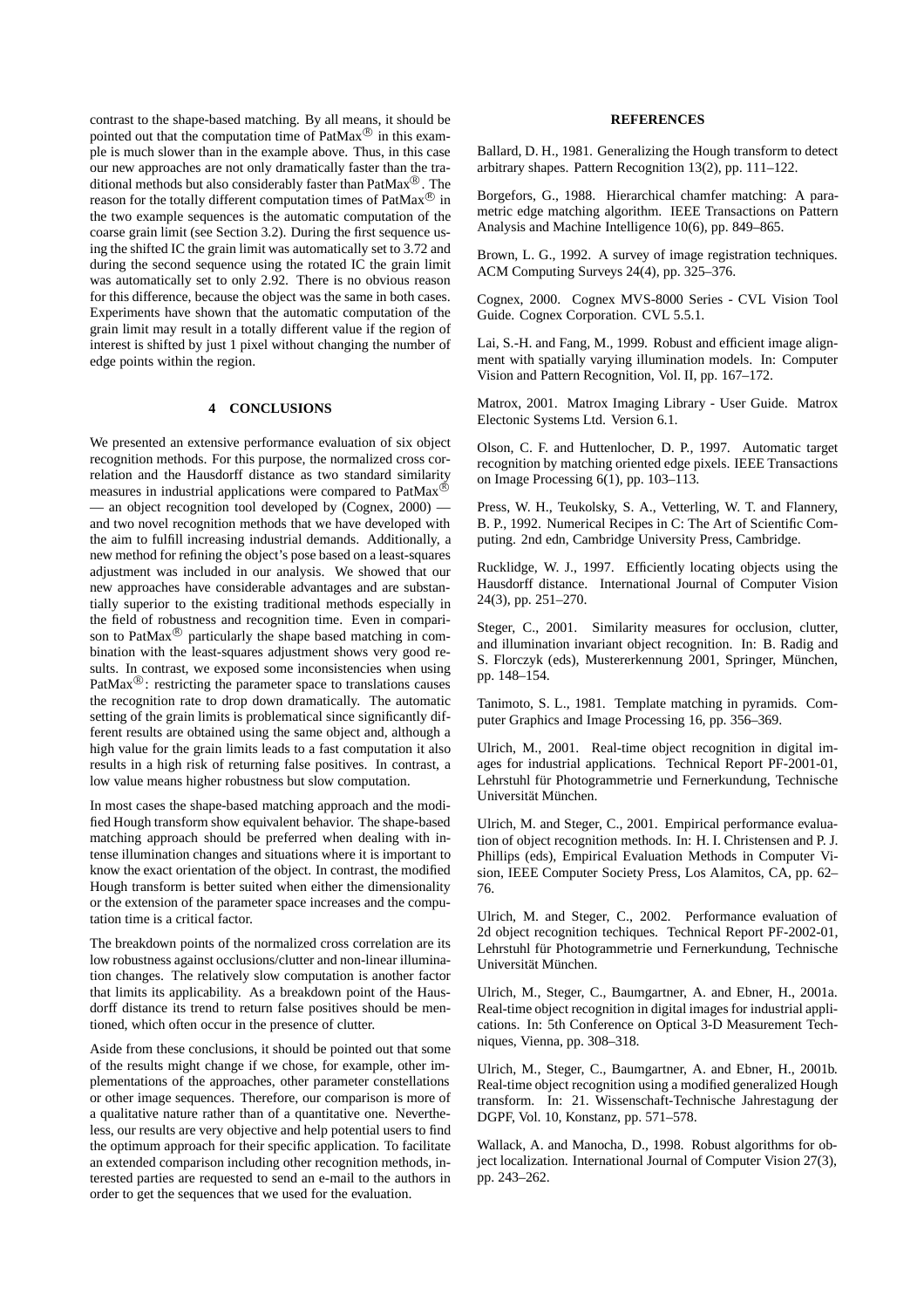contrast to the shape-based matching. By all means, it should be pointed out that the computation time of PatMax® in this example is much slower than in the example above. Thus, in this case our new approaches are not only dramatically faster than the traditional methods but also considerably faster than PatMax®. The reason for the totally different computation times of PatMax® in the two example sequences is the automatic computation of the coarse grain limit (see Section 3.2). During the first sequence using the shifted IC the grain limit was automatically set to 3.72 and during the second sequence using the rotated IC the grain limit was automatically set to only 2.92. There is no obvious reason for this difference, because the object was the same in both cases. Experiments have shown that the automatic computation of the grain limit may result in a totally different value if the region of interest is shifted by just 1 pixel without changing the number of edge points within the region.

## 4 CONCLUSIONS

We presented an extensive performance evaluation of six object recognition methods. For this purpose, the normalized cross correlation and the Hausdorff distance as two standard similarity measures in industrial applications were compared to PatMax® — an object recognition tool developed by (Cognex, 2000) — and two novel recognition methods that we have developed with the aim to fulfill increasing industrial demands. Additionally, a new method for refining the object's pose based on a least-squares adjustment was included in our analysis. We showed that our new approaches have considerable advantages and are substantially superior to the existing traditional methods especially in the field of robustness and recognition time. Even in comparison to PatMax® particularly the shape based matching in combination with the least-squares adjustment shows very good results. In contrast, we exposed some inconsistencies when using PatMax®: restricting the parameter space to translations causes the recognition rate to drop down dramatically. The automatic setting of the grain limits is problematical since significantly different results are obtained using the same object and, although a high value for the grain limits leads to a fast computation it also results in a high risk of returning false positives. In contrast, a low value means higher robustness but slow computation.

In most cases the shape-based matching approach and the modified Hough transform show equivalent behavior. The shape-based matching approach should be preferred when dealing with intense illumination changes and situations where it is important to know the exact orientation of the object. In contrast, the modified Hough transform is better suited when either the dimensionality or the extension of the parameter space increases and the computation time is a critical factor.

The breakdown points of the normalized cross correlation are its low robustness against occlusions/clutter and non-linear illumination changes. The relatively slow computation is another factor that limits its applicability. As a breakdown point of the Hausdorff distance its trend to return false positives should be mentioned, which often occur in the presence of clutter.

Aside from these conclusions, it should be pointed out that some of the results might change if we chose, for example, other implementations of the approaches, other parameter constellations or other image sequences. Therefore, our comparison is more of a qualitative nature rather than of a quantitative one. Nevertheless, our results are very objective and help potential users to find the optimum approach for their specific application. To facilitate an extended comparison including other recognition methods, interested parties are requested to send an e-mail to the authors in order to get the sequences that we used for the evaluation.

## REFERENCES

Ballard, D. H., 1981. Generalizing the Hough transform to detect arbitrary shapes. Pattern Recognition 13(2), pp. 111–122.

Borgefors, G., 1988. Hierarchical chamfer matching: A parametric edge matching algorithm. IEEE Transactions on Pattern Analysis and Machine Intelligence 10(6), pp. 849–865.

Brown, L. G., 1992. A survey of image registration techniques. ACM Computing Surveys 24(4), pp. 325–376.

Cognex, 2000. Cognex MVS-8000 Series - CVL Vision Tool Guide. Cognex Corporation. CVL 5.5.1.

Lai, S.-H. and Fang, M., 1999. Robust and efficient image alignment with spatially varying illumination models. In: Computer Vision and Pattern Recognition, Vol. II, pp. 167–172.

Matrox, 2001. Matrox Imaging Library - User Guide. Matrox Electonic Systems Ltd. Version 6.1.

Olson, C. F. and Huttenlocher, D. P., 1997. Automatic target recognition by matching oriented edge pixels. IEEE Transactions on Image Processing 6(1), pp. 103–113.

Press, W. H., Teukolsky, S. A., Vetterling, W. T. and Flannery, B. P., 1992. Numerical Recipes in C: The Art of Scientific Computing. 2nd edn, Cambridge University Press, Cambridge.

Rucklidge, W. J., 1997. Efficiently locating objects using the Hausdorff distance. International Journal of Computer Vision 24(3), pp. 251–270.

Steger, C., 2001. Similarity measures for occlusion, clutter, and illumination invariant object recognition. In: B. Radig and S. Florczyk (eds), Mustererkennung 2001, Springer, München, pp. 148–154.

Tanimoto, S. L., 1981. Template matching in pyramids. Computer Graphics and Image Processing 16, pp. 356–369.

Ulrich, M., 2001. Real-time object recognition in digital images for industrial applications. Technical Report PF-2001-01, Lehrstuhl für Photogrammetrie und Fernerkundung, Technische Universität München.

Ulrich, M. and Steger, C., 2001. Empirical performance evaluation of object recognition methods. In: H. I. Christensen and P. J. Phillips (eds), Empirical Evaluation Methods in Computer Vision, IEEE Computer Society Press, Los Alamitos, CA, pp. 62–76.

Ulrich, M. and Steger, C., 2002. Performance evaluation of 2d object recognition techiques. Technical Report PF-2002-01, Lehrstuhl für Photogrammetrie und Fernerkundung, Technische Universität München.

Ulrich, M., Steger, C., Baumgartner, A. and Ebner, H., 2001a. Real-time object recognition in digital images for industrial applications. In: 5th Conference on Optical 3-D Measurement Techniques, Vienna, pp. 308–318.

Ulrich, M., Steger, C., Baumgartner, A. and Ebner, H., 2001b. Real-time object recognition using a modified generalized Hough transform. In: 21. Wissenschaft-Technische Jahrestagung der DGPF, Vol. 10, Konstanz, pp. 571–578.

Wallack, A. and Manocha, D., 1998. Robust algorithms for object localization. International Journal of Computer Vision 27(3), pp. 243–262.